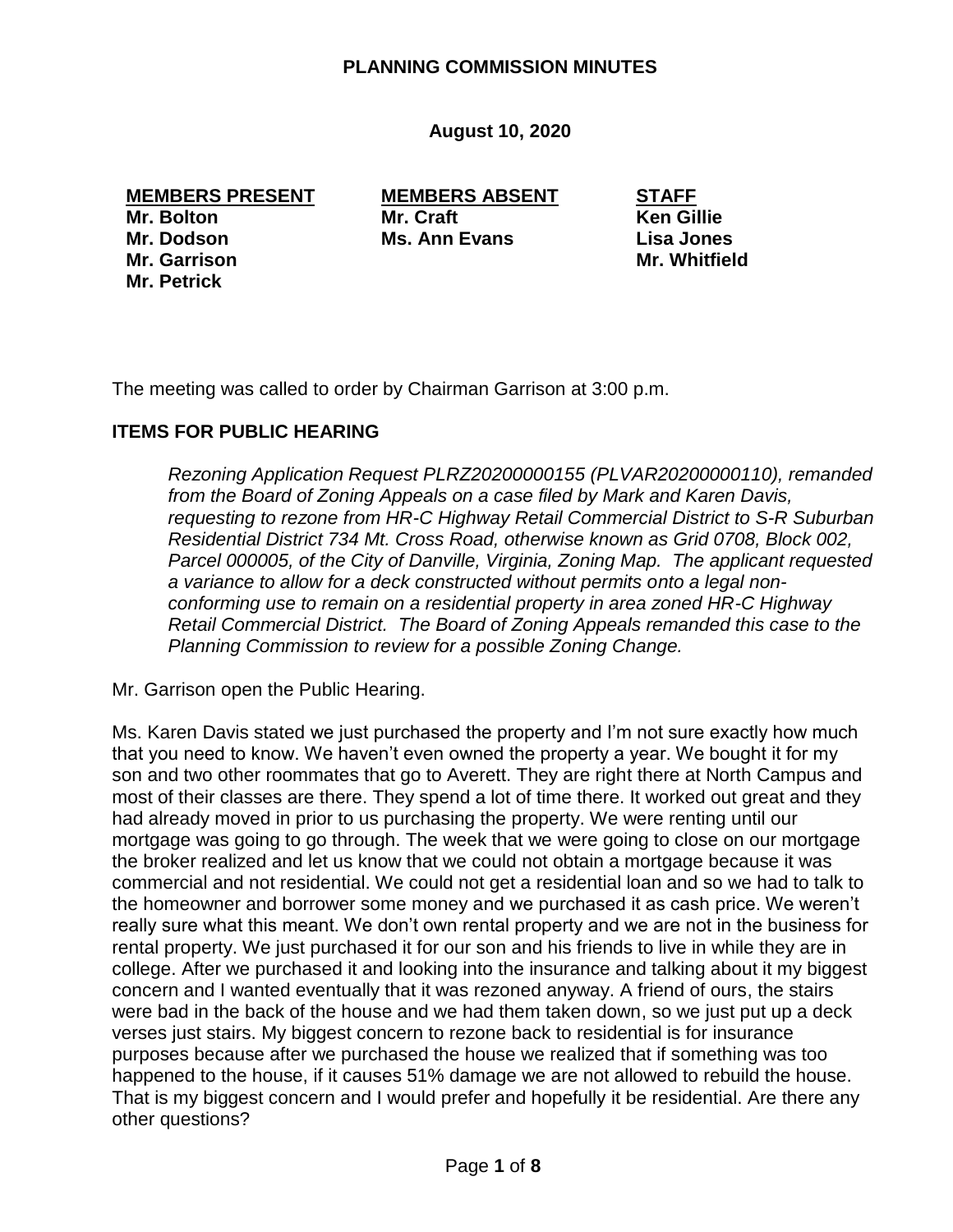# PLANNING COMMISSION MINUTES

**August 10, 2020**

| MEMBERS PRESENT | MEMBERS ABSENT | STAFF |
|---|---|---|
| **Mr. Bolton** | **Mr. Craft** | **Ken Gillie** |
| **Mr. Dodson** | **Ms. Ann Evans** | **Lisa Jones** |
| **Mr. Garrison** | | **Mr. Whitfield** |
| **Mr. Petrick** | | |

The meeting was called to order by Chairman Garrison at 3:00 p.m.

## ITEMS FOR PUBLIC HEARING

*Rezoning Application Request PLRZ20200000155 (PLVAR20200000110), remanded from the Board of Zoning Appeals on a case filed by Mark and Karen Davis, requesting to rezone from HR-C Highway Retail Commercial District to S-R Suburban Residential District 734 Mt. Cross Road, otherwise known as Grid 0708, Block 002, Parcel 000005, of the City of Danville, Virginia, Zoning Map. The applicant requested a variance to allow for a deck constructed without permits onto a legal non-conforming use to remain on a residential property in area zoned HR-C Highway Retail Commercial District. The Board of Zoning Appeals remanded this case to the Planning Commission to review for a possible Zoning Change.*

Mr. Garrison open the Public Hearing.

Ms. Karen Davis stated we just purchased the property and I'm not sure exactly how much that you need to know. We haven't even owned the property a year. We bought it for my son and two other roommates that go to Averett. They are right there at North Campus and most of their classes are there. They spend a lot of time there. It worked out great and they had already moved in prior to us purchasing the property. We were renting until our mortgage was going to go through. The week that we were going to close on our mortgage the broker realized and let us know that we could not obtain a mortgage because it was commercial and not residential. We could not get a residential loan and so we had to talk to the homeowner and borrower some money and we purchased it as cash price. We weren't really sure what this meant. We don't own rental property and we are not in the business for rental property. We just purchased it for our son and his friends to live in while they are in college. After we purchased it and looking into the insurance and talking about it my biggest concern and I wanted eventually that it was rezoned anyway. A friend of ours, the stairs were bad in the back of the house and we had them taken down, so we just put up a deck verses just stairs. My biggest concern to rezone back to residential is for insurance purposes because after we purchased the house we realized that if something was too happened to the house, if it causes 51% damage we are not allowed to rebuild the house. That is my biggest concern and I would prefer and hopefully it be residential. Are there any other questions?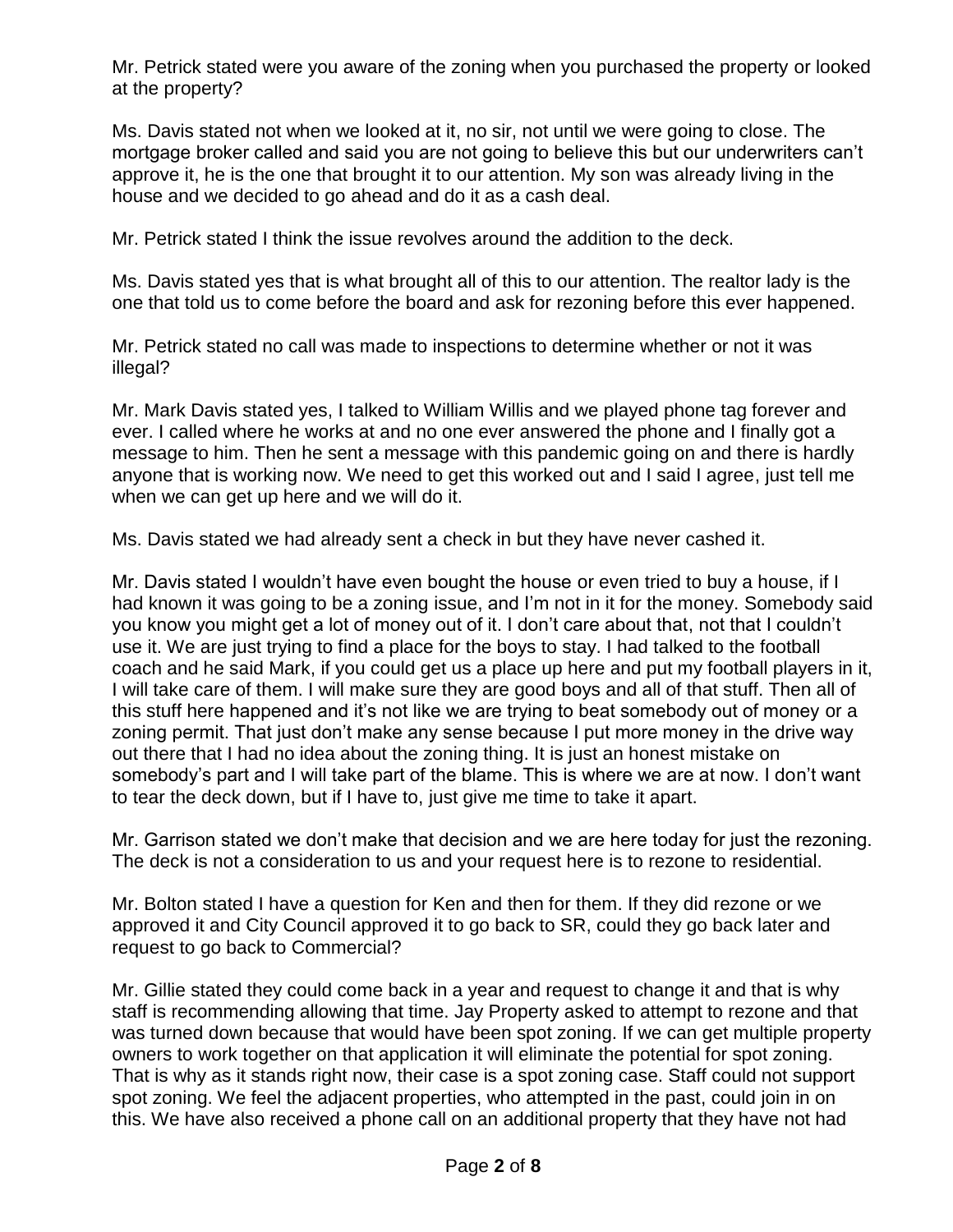Mr. Petrick stated were you aware of the zoning when you purchased the property or looked at the property?

Ms. Davis stated not when we looked at it, no sir, not until we were going to close. The mortgage broker called and said you are not going to believe this but our underwriters can't approve it, he is the one that brought it to our attention. My son was already living in the house and we decided to go ahead and do it as a cash deal.

Mr. Petrick stated I think the issue revolves around the addition to the deck.

Ms. Davis stated yes that is what brought all of this to our attention. The realtor lady is the one that told us to come before the board and ask for rezoning before this ever happened.

Mr. Petrick stated no call was made to inspections to determine whether or not it was illegal?

Mr. Mark Davis stated yes, I talked to William Willis and we played phone tag forever and ever. I called where he works at and no one ever answered the phone and I finally got a message to him. Then he sent a message with this pandemic going on and there is hardly anyone that is working now. We need to get this worked out and I said I agree, just tell me when we can get up here and we will do it.

Ms. Davis stated we had already sent a check in but they have never cashed it.

Mr. Davis stated I wouldn't have even bought the house or even tried to buy a house, if I had known it was going to be a zoning issue, and I'm not in it for the money. Somebody said you know you might get a lot of money out of it. I don't care about that, not that I couldn't use it. We are just trying to find a place for the boys to stay. I had talked to the football coach and he said Mark, if you could get us a place up here and put my football players in it, I will take care of them. I will make sure they are good boys and all of that stuff. Then all of this stuff here happened and it's not like we are trying to beat somebody out of money or a zoning permit. That just don't make any sense because I put more money in the drive way out there that I had no idea about the zoning thing. It is just an honest mistake on somebody's part and I will take part of the blame. This is where we are at now. I don't want to tear the deck down, but if I have to, just give me time to take it apart.

Mr. Garrison stated we don't make that decision and we are here today for just the rezoning. The deck is not a consideration to us and your request here is to rezone to residential.

Mr. Bolton stated I have a question for Ken and then for them. If they did rezone or we approved it and City Council approved it to go back to SR, could they go back later and request to go back to Commercial?

Mr. Gillie stated they could come back in a year and request to change it and that is why staff is recommending allowing that time. Jay Property asked to attempt to rezone and that was turned down because that would have been spot zoning. If we can get multiple property owners to work together on that application it will eliminate the potential for spot zoning. That is why as it stands right now, their case is a spot zoning case. Staff could not support spot zoning. We feel the adjacent properties, who attempted in the past, could join in on this. We have also received a phone call on an additional property that they have not had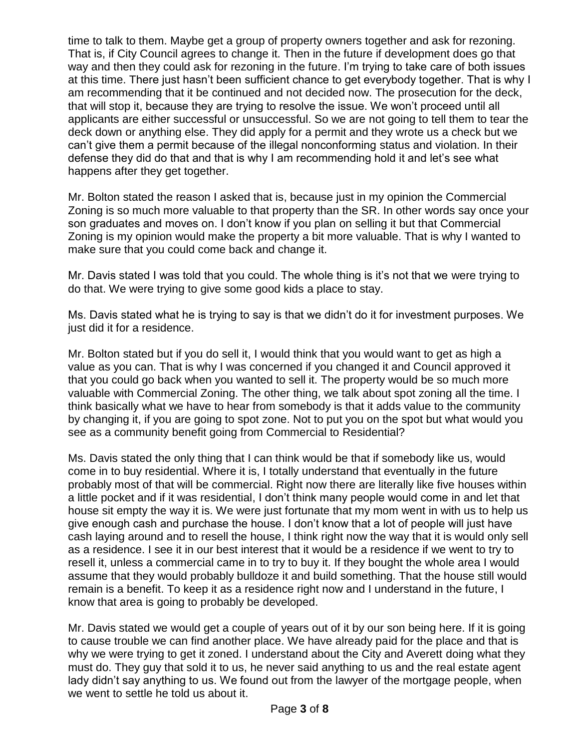time to talk to them. Maybe get a group of property owners together and ask for rezoning. That is, if City Council agrees to change it. Then in the future if development does go that way and then they could ask for rezoning in the future. I'm trying to take care of both issues at this time. There just hasn't been sufficient chance to get everybody together. That is why I am recommending that it be continued and not decided now. The prosecution for the deck, that will stop it, because they are trying to resolve the issue. We won't proceed until all applicants are either successful or unsuccessful. So we are not going to tell them to tear the deck down or anything else. They did apply for a permit and they wrote us a check but we can't give them a permit because of the illegal nonconforming status and violation. In their defense they did do that and that is why I am recommending hold it and let's see what happens after they get together.

Mr. Bolton stated the reason I asked that is, because just in my opinion the Commercial Zoning is so much more valuable to that property than the SR. In other words say once your son graduates and moves on. I don't know if you plan on selling it but that Commercial Zoning is my opinion would make the property a bit more valuable. That is why I wanted to make sure that you could come back and change it.

Mr. Davis stated I was told that you could. The whole thing is it's not that we were trying to do that. We were trying to give some good kids a place to stay.

Ms. Davis stated what he is trying to say is that we didn't do it for investment purposes. We just did it for a residence.

Mr. Bolton stated but if you do sell it, I would think that you would want to get as high a value as you can. That is why I was concerned if you changed it and Council approved it that you could go back when you wanted to sell it. The property would be so much more valuable with Commercial Zoning. The other thing, we talk about spot zoning all the time. I think basically what we have to hear from somebody is that it adds value to the community by changing it, if you are going to spot zone. Not to put you on the spot but what would you see as a community benefit going from Commercial to Residential?

Ms. Davis stated the only thing that I can think would be that if somebody like us, would come in to buy residential. Where it is, I totally understand that eventually in the future probably most of that will be commercial. Right now there are literally like five houses within a little pocket and if it was residential, I don't think many people would come in and let that house sit empty the way it is. We were just fortunate that my mom went in with us to help us give enough cash and purchase the house. I don't know that a lot of people will just have cash laying around and to resell the house, I think right now the way that it is would only sell as a residence. I see it in our best interest that it would be a residence if we went to try to resell it, unless a commercial came in to try to buy it. If they bought the whole area I would assume that they would probably bulldoze it and build something. That the house still would remain is a benefit. To keep it as a residence right now and I understand in the future, I know that area is going to probably be developed.

Mr. Davis stated we would get a couple of years out of it by our son being here. If it is going to cause trouble we can find another place. We have already paid for the place and that is why we were trying to get it zoned. I understand about the City and Averett doing what they must do. They guy that sold it to us, he never said anything to us and the real estate agent lady didn't say anything to us. We found out from the lawyer of the mortgage people, when we went to settle he told us about it.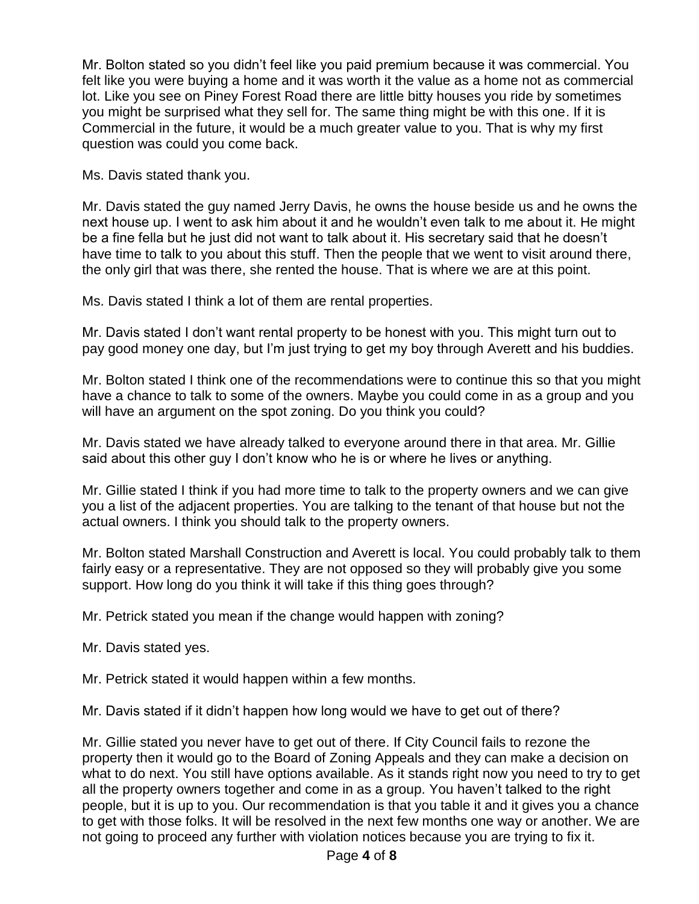Mr. Bolton stated so you didn't feel like you paid premium because it was commercial. You felt like you were buying a home and it was worth it the value as a home not as commercial lot. Like you see on Piney Forest Road there are little bitty houses you ride by sometimes you might be surprised what they sell for. The same thing might be with this one. If it is Commercial in the future, it would be a much greater value to you. That is why my first question was could you come back.

Ms. Davis stated thank you.

Mr. Davis stated the guy named Jerry Davis, he owns the house beside us and he owns the next house up. I went to ask him about it and he wouldn't even talk to me about it. He might be a fine fella but he just did not want to talk about it. His secretary said that he doesn't have time to talk to you about this stuff. Then the people that we went to visit around there, the only girl that was there, she rented the house. That is where we are at this point.

Ms. Davis stated I think a lot of them are rental properties.

Mr. Davis stated I don't want rental property to be honest with you. This might turn out to pay good money one day, but I'm just trying to get my boy through Averett and his buddies.

Mr. Bolton stated I think one of the recommendations were to continue this so that you might have a chance to talk to some of the owners. Maybe you could come in as a group and you will have an argument on the spot zoning. Do you think you could?

Mr. Davis stated we have already talked to everyone around there in that area. Mr. Gillie said about this other guy I don't know who he is or where he lives or anything.

Mr. Gillie stated I think if you had more time to talk to the property owners and we can give you a list of the adjacent properties. You are talking to the tenant of that house but not the actual owners. I think you should talk to the property owners.

Mr. Bolton stated Marshall Construction and Averett is local. You could probably talk to them fairly easy or a representative. They are not opposed so they will probably give you some support. How long do you think it will take if this thing goes through?

Mr. Petrick stated you mean if the change would happen with zoning?

Mr. Davis stated yes.

Mr. Petrick stated it would happen within a few months.

Mr. Davis stated if it didn't happen how long would we have to get out of there?

Mr. Gillie stated you never have to get out of there. If City Council fails to rezone the property then it would go to the Board of Zoning Appeals and they can make a decision on what to do next. You still have options available. As it stands right now you need to try to get all the property owners together and come in as a group. You haven't talked to the right people, but it is up to you. Our recommendation is that you table it and it gives you a chance to get with those folks. It will be resolved in the next few months one way or another. We are not going to proceed any further with violation notices because you are trying to fix it.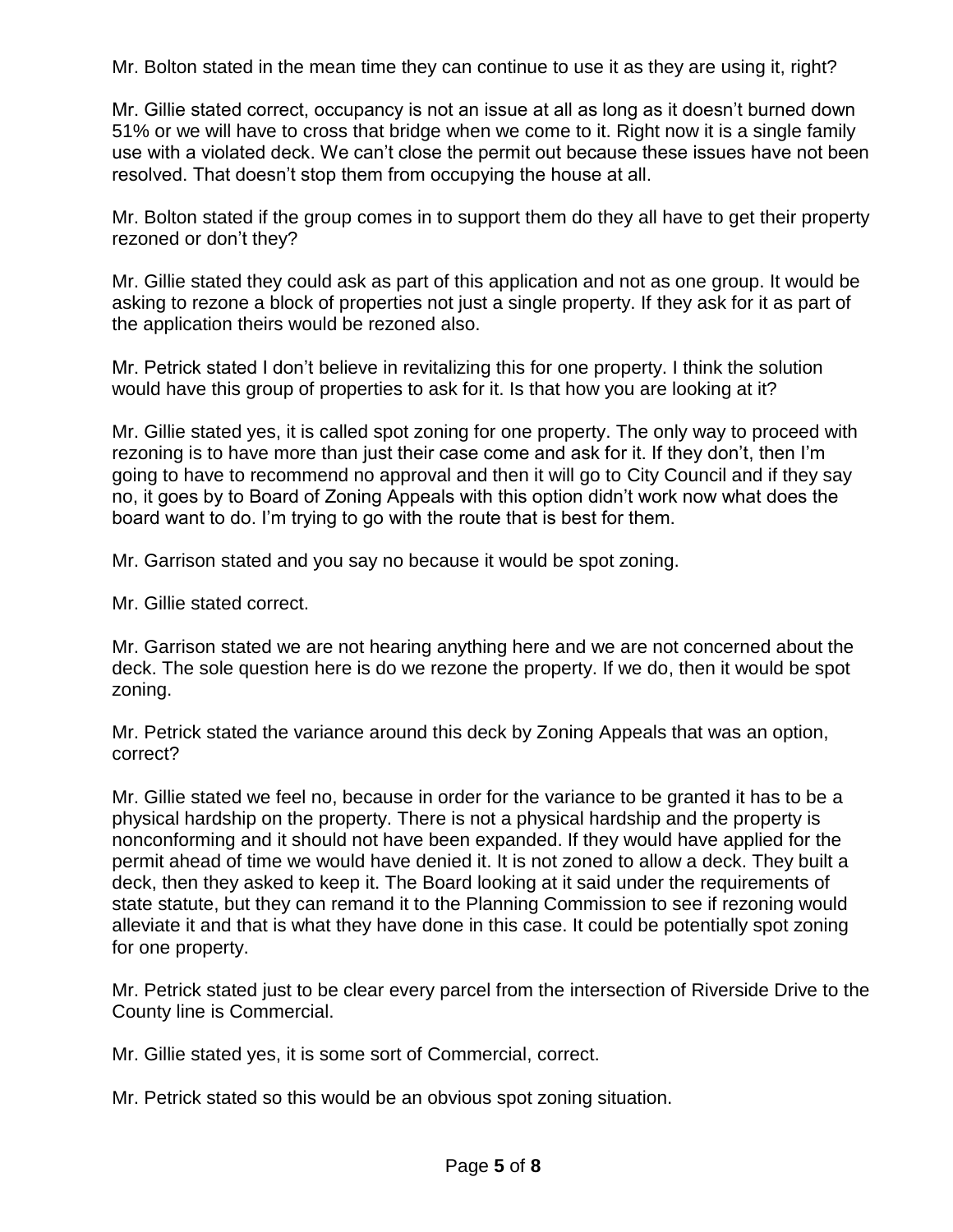Mr. Bolton stated in the mean time they can continue to use it as they are using it, right?

Mr. Gillie stated correct, occupancy is not an issue at all as long as it doesn't burned down 51% or we will have to cross that bridge when we come to it. Right now it is a single family use with a violated deck. We can't close the permit out because these issues have not been resolved. That doesn't stop them from occupying the house at all.

Mr. Bolton stated if the group comes in to support them do they all have to get their property rezoned or don't they?

Mr. Gillie stated they could ask as part of this application and not as one group. It would be asking to rezone a block of properties not just a single property. If they ask for it as part of the application theirs would be rezoned also.

Mr. Petrick stated I don't believe in revitalizing this for one property. I think the solution would have this group of properties to ask for it. Is that how you are looking at it?

Mr. Gillie stated yes, it is called spot zoning for one property. The only way to proceed with rezoning is to have more than just their case come and ask for it. If they don't, then I'm going to have to recommend no approval and then it will go to City Council and if they say no, it goes by to Board of Zoning Appeals with this option didn't work now what does the board want to do. I'm trying to go with the route that is best for them.

Mr. Garrison stated and you say no because it would be spot zoning.

Mr. Gillie stated correct.

Mr. Garrison stated we are not hearing anything here and we are not concerned about the deck. The sole question here is do we rezone the property. If we do, then it would be spot zoning.

Mr. Petrick stated the variance around this deck by Zoning Appeals that was an option, correct?

Mr. Gillie stated we feel no, because in order for the variance to be granted it has to be a physical hardship on the property. There is not a physical hardship and the property is nonconforming and it should not have been expanded. If they would have applied for the permit ahead of time we would have denied it. It is not zoned to allow a deck. They built a deck, then they asked to keep it. The Board looking at it said under the requirements of state statute, but they can remand it to the Planning Commission to see if rezoning would alleviate it and that is what they have done in this case. It could be potentially spot zoning for one property.

Mr. Petrick stated just to be clear every parcel from the intersection of Riverside Drive to the County line is Commercial.

Mr. Gillie stated yes, it is some sort of Commercial, correct.

Mr. Petrick stated so this would be an obvious spot zoning situation.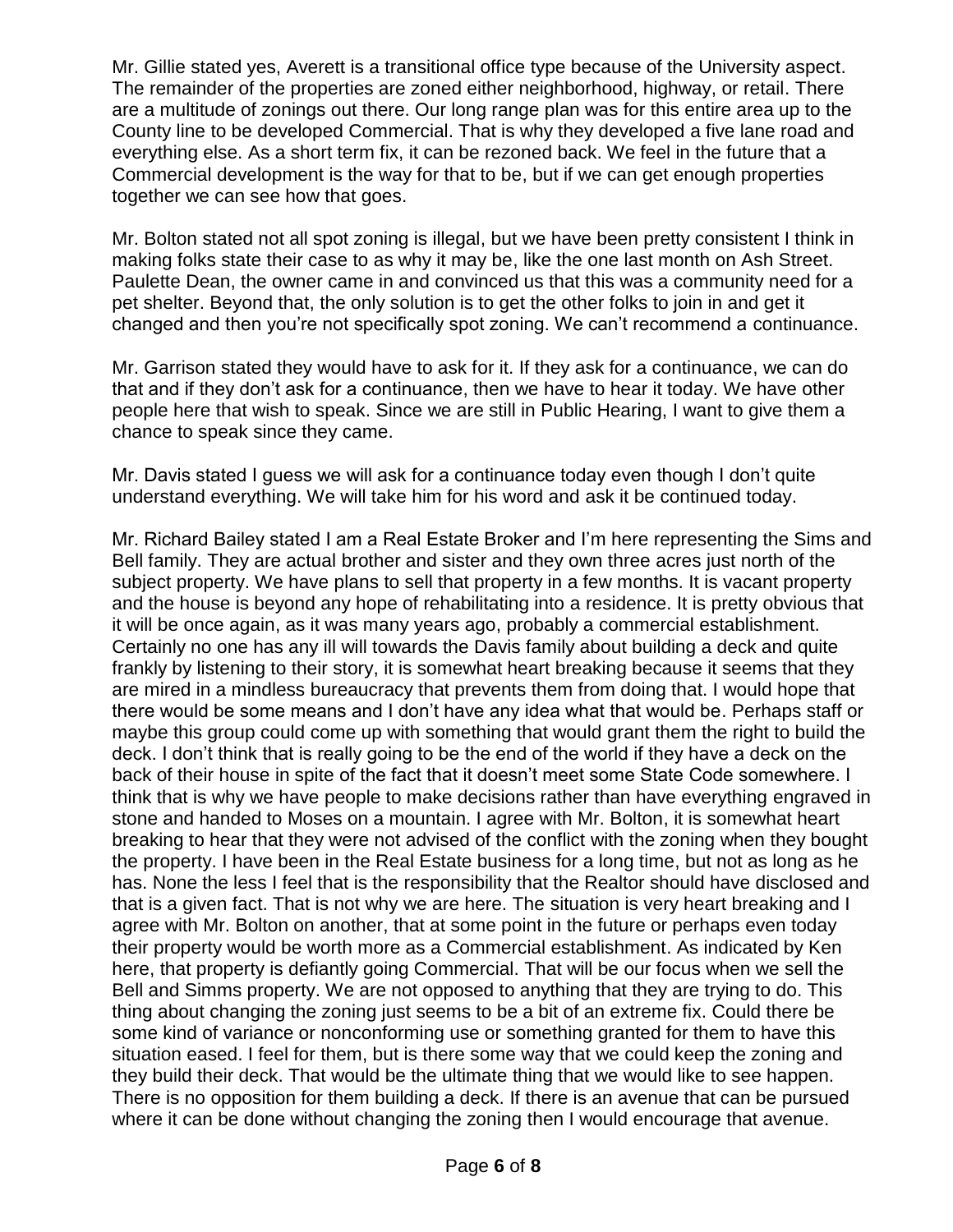Mr. Gillie stated yes, Averett is a transitional office type because of the University aspect. The remainder of the properties are zoned either neighborhood, highway, or retail. There are a multitude of zonings out there. Our long range plan was for this entire area up to the County line to be developed Commercial. That is why they developed a five lane road and everything else. As a short term fix, it can be rezoned back. We feel in the future that a Commercial development is the way for that to be, but if we can get enough properties together we can see how that goes.

Mr. Bolton stated not all spot zoning is illegal, but we have been pretty consistent I think in making folks state their case to as why it may be, like the one last month on Ash Street. Paulette Dean, the owner came in and convinced us that this was a community need for a pet shelter. Beyond that, the only solution is to get the other folks to join in and get it changed and then you're not specifically spot zoning. We can't recommend a continuance.

Mr. Garrison stated they would have to ask for it. If they ask for a continuance, we can do that and if they don't ask for a continuance, then we have to hear it today. We have other people here that wish to speak. Since we are still in Public Hearing, I want to give them a chance to speak since they came.

Mr. Davis stated I guess we will ask for a continuance today even though I don't quite understand everything. We will take him for his word and ask it be continued today.

Mr. Richard Bailey stated I am a Real Estate Broker and I'm here representing the Sims and Bell family. They are actual brother and sister and they own three acres just north of the subject property. We have plans to sell that property in a few months. It is vacant property and the house is beyond any hope of rehabilitating into a residence. It is pretty obvious that it will be once again, as it was many years ago, probably a commercial establishment. Certainly no one has any ill will towards the Davis family about building a deck and quite frankly by listening to their story, it is somewhat heart breaking because it seems that they are mired in a mindless bureaucracy that prevents them from doing that. I would hope that there would be some means and I don't have any idea what that would be. Perhaps staff or maybe this group could come up with something that would grant them the right to build the deck. I don't think that is really going to be the end of the world if they have a deck on the back of their house in spite of the fact that it doesn't meet some State Code somewhere. I think that is why we have people to make decisions rather than have everything engraved in stone and handed to Moses on a mountain. I agree with Mr. Bolton, it is somewhat heart breaking to hear that they were not advised of the conflict with the zoning when they bought the property. I have been in the Real Estate business for a long time, but not as long as he has. None the less I feel that is the responsibility that the Realtor should have disclosed and that is a given fact. That is not why we are here. The situation is very heart breaking and I agree with Mr. Bolton on another, that at some point in the future or perhaps even today their property would be worth more as a Commercial establishment. As indicated by Ken here, that property is defiantly going Commercial. That will be our focus when we sell the Bell and Simms property. We are not opposed to anything that they are trying to do. This thing about changing the zoning just seems to be a bit of an extreme fix. Could there be some kind of variance or nonconforming use or something granted for them to have this situation eased. I feel for them, but is there some way that we could keep the zoning and they build their deck. That would be the ultimate thing that we would like to see happen. There is no opposition for them building a deck. If there is an avenue that can be pursued where it can be done without changing the zoning then I would encourage that avenue.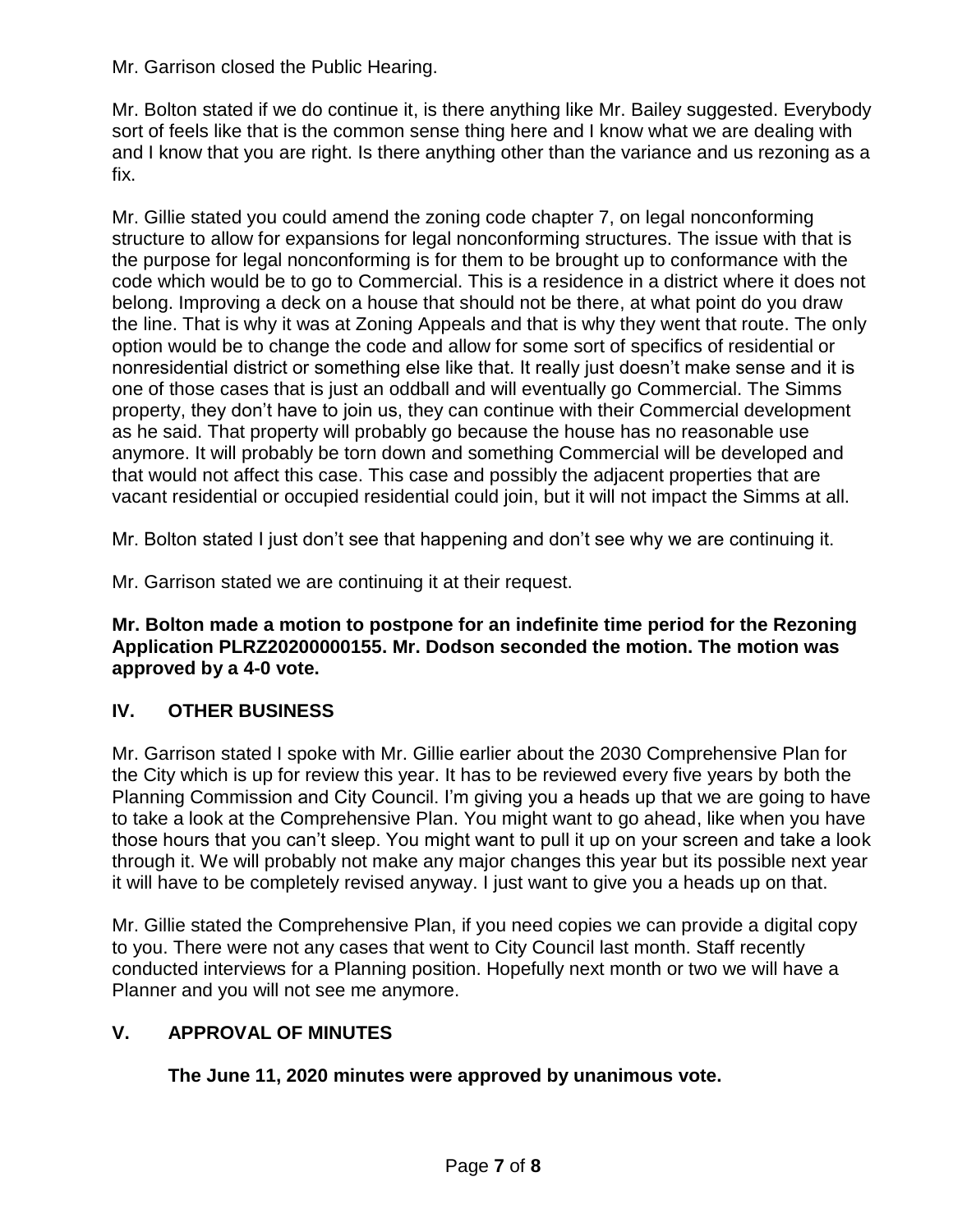Mr. Garrison closed the Public Hearing.

Mr. Bolton stated if we do continue it, is there anything like Mr. Bailey suggested. Everybody sort of feels like that is the common sense thing here and I know what we are dealing with and I know that you are right. Is there anything other than the variance and us rezoning as a fix.

Mr. Gillie stated you could amend the zoning code chapter 7, on legal nonconforming structure to allow for expansions for legal nonconforming structures. The issue with that is the purpose for legal nonconforming is for them to be brought up to conformance with the code which would be to go to Commercial. This is a residence in a district where it does not belong. Improving a deck on a house that should not be there, at what point do you draw the line. That is why it was at Zoning Appeals and that is why they went that route. The only option would be to change the code and allow for some sort of specifics of residential or nonresidential district or something else like that. It really just doesn't make sense and it is one of those cases that is just an oddball and will eventually go Commercial. The Simms property, they don't have to join us, they can continue with their Commercial development as he said. That property will probably go because the house has no reasonable use anymore. It will probably be torn down and something Commercial will be developed and that would not affect this case. This case and possibly the adjacent properties that are vacant residential or occupied residential could join, but it will not impact the Simms at all.

Mr. Bolton stated I just don't see that happening and don't see why we are continuing it.

Mr. Garrison stated we are continuing it at their request.

**Mr. Bolton made a motion to postpone for an indefinite time period for the Rezoning Application PLRZ20200000155. Mr. Dodson seconded the motion. The motion was approved by a 4-0 vote.**

## IV. OTHER BUSINESS

Mr. Garrison stated I spoke with Mr. Gillie earlier about the 2030 Comprehensive Plan for the City which is up for review this year. It has to be reviewed every five years by both the Planning Commission and City Council. I'm giving you a heads up that we are going to have to take a look at the Comprehensive Plan. You might want to go ahead, like when you have those hours that you can't sleep. You might want to pull it up on your screen and take a look through it. We will probably not make any major changes this year but its possible next year it will have to be completely revised anyway. I just want to give you a heads up on that.

Mr. Gillie stated the Comprehensive Plan, if you need copies we can provide a digital copy to you. There were not any cases that went to City Council last month. Staff recently conducted interviews for a Planning position. Hopefully next month or two we will have a Planner and you will not see me anymore.

## V. APPROVAL OF MINUTES

**The June 11, 2020 minutes were approved by unanimous vote.**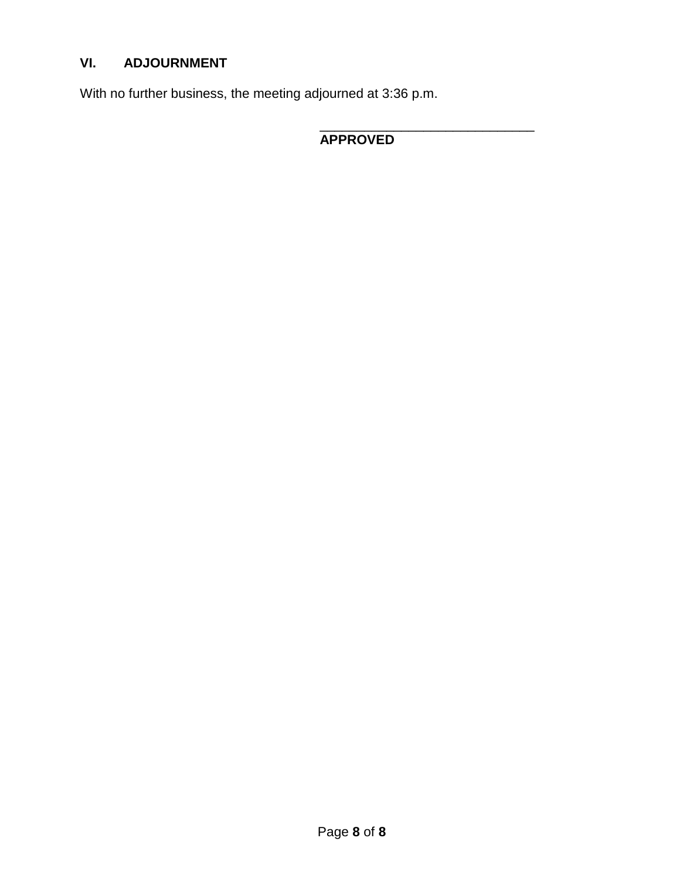## VI. ADJOURNMENT

With no further business, the meeting adjourned at 3:36 p.m.

______________________________
**APPROVED**